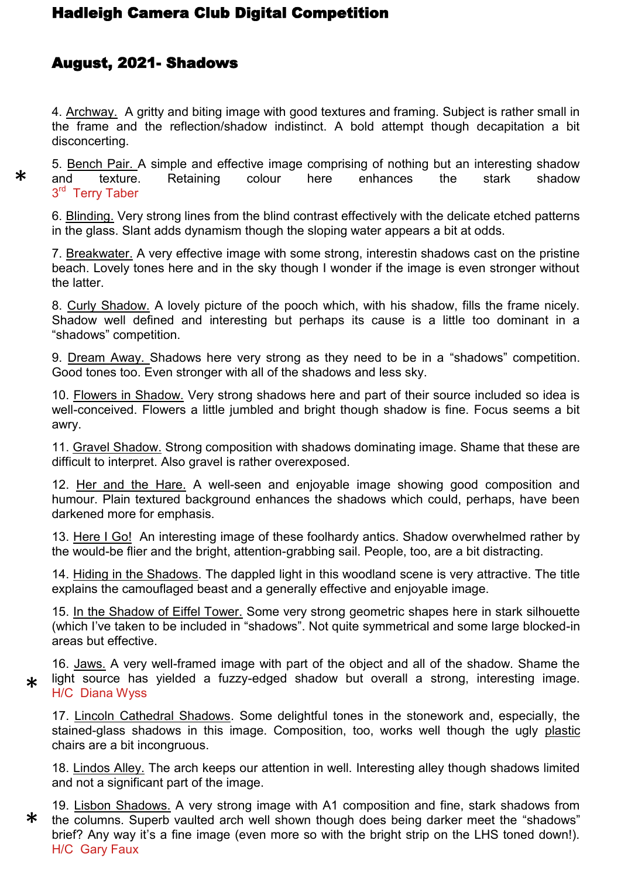# Hadleigh Camera Club Digital Competition

## August, 2021- Shadows

4. Archway. A gritty and biting image with good textures and framing. Subject is rather small in the frame and the reflection/shadow indistinct. A bold attempt though decapitation a bit disconcerting.

* 5. Bench Pair. A simple and effective image comprising of nothing but an interesting shadow and texture. Retaining colour here enhances the stark shadow
3rd Terry Taber

6. Blinding. Very strong lines from the blind contrast effectively with the delicate etched patterns in the glass. Slant adds dynamism though the sloping water appears a bit at odds.

7. Breakwater. A very effective image with some strong, interestin shadows cast on the pristine beach. Lovely tones here and in the sky though I wonder if the image is even stronger without the latter.

8. Curly Shadow. A lovely picture of the pooch which, with his shadow, fills the frame nicely. Shadow well defined and interesting but perhaps its cause is a little too dominant in a "shadows" competition.

9. Dream Away. Shadows here very strong as they need to be in a "shadows" competition. Good tones too. Even stronger with all of the shadows and less sky.

10. Flowers in Shadow. Very strong shadows here and part of their source included so idea is well-conceived. Flowers a little jumbled and bright though shadow is fine. Focus seems a bit awry.

11. Gravel Shadow. Strong composition with shadows dominating image. Shame that these are difficult to interpret. Also gravel is rather overexposed.

12. Her and the Hare. A well-seen and enjoyable image showing good composition and humour. Plain textured background enhances the shadows which could, perhaps, have been darkened more for emphasis.

13. Here I Go! An interesting image of these foolhardy antics. Shadow overwhelmed rather by the would-be flier and the bright, attention-grabbing sail. People, too, are a bit distracting.

14. Hiding in the Shadows. The dappled light in this woodland scene is very attractive. The title explains the camouflaged beast and a generally effective and enjoyable image.

15. In the Shadow of Eiffel Tower. Some very strong geometric shapes here in stark silhouette (which I've taken to be included in "shadows". Not quite symmetrical and some large blocked-in areas but effective.

* 16. Jaws. A very well-framed image with part of the object and all of the shadow. Shame the light source has yielded a fuzzy-edged shadow but overall a strong, interesting image.
H/C Diana Wyss

17. Lincoln Cathedral Shadows. Some delightful tones in the stonework and, especially, the stained-glass shadows in this image. Composition, too, works well though the ugly plastic chairs are a bit incongruous.

18. Lindos Alley. The arch keeps our attention in well. Interesting alley though shadows limited and not a significant part of the image.

* 19. Lisbon Shadows. A very strong image with A1 composition and fine, stark shadows from the columns. Superb vaulted arch well shown though does being darker meet the "shadows" brief? Any way it's a fine image (even more so with the bright strip on the LHS toned down!).
H/C Gary Faux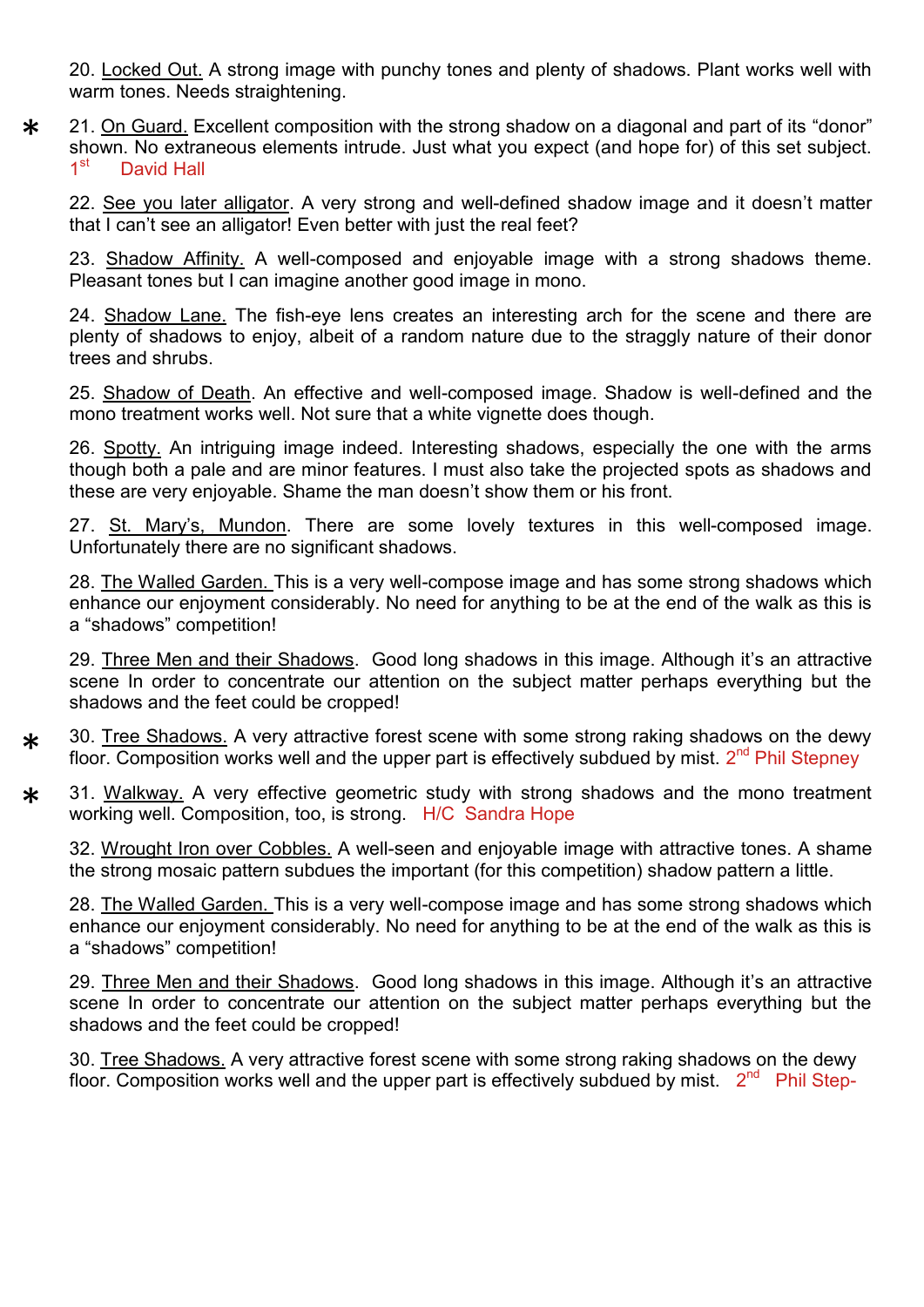20. Locked Out. A strong image with punchy tones and plenty of shadows. Plant works well with warm tones. Needs straightening.

∗ 21. On Guard. Excellent composition with the strong shadow on a diagonal and part of its "donor" shown. No extraneous elements intrude. Just what you expect (and hope for) of this set subject. 1st David Hall

22. See you later alligator. A very strong and well-defined shadow image and it doesn't matter that I can't see an alligator! Even better with just the real feet?

23. Shadow Affinity. A well-composed and enjoyable image with a strong shadows theme. Pleasant tones but I can imagine another good image in mono.

24. Shadow Lane. The fish-eye lens creates an interesting arch for the scene and there are plenty of shadows to enjoy, albeit of a random nature due to the straggly nature of their donor trees and shrubs.

25. Shadow of Death. An effective and well-composed image. Shadow is well-defined and the mono treatment works well. Not sure that a white vignette does though.

26. Spotty. An intriguing image indeed. Interesting shadows, especially the one with the arms though both a pale and are minor features. I must also take the projected spots as shadows and these are very enjoyable. Shame the man doesn't show them or his front.

27. St. Mary's, Mundon. There are some lovely textures in this well-composed image. Unfortunately there are no significant shadows.

28. The Walled Garden. This is a very well-compose image and has some strong shadows which enhance our enjoyment considerably. No need for anything to be at the end of the walk as this is a "shadows" competition!

29. Three Men and their Shadows. Good long shadows in this image. Although it's an attractive scene In order to concentrate our attention on the subject matter perhaps everything but the shadows and the feet could be cropped!

∗ 30. Tree Shadows. A very attractive forest scene with some strong raking shadows on the dewy floor. Composition works well and the upper part is effectively subdued by mist. 2nd Phil Stepney

∗ 31. Walkway. A very effective geometric study with strong shadows and the mono treatment working well. Composition, too, is strong. H/C Sandra Hope

32. Wrought Iron over Cobbles. A well-seen and enjoyable image with attractive tones. A shame the strong mosaic pattern subdues the important (for this competition) shadow pattern a little.

28. The Walled Garden. This is a very well-compose image and has some strong shadows which enhance our enjoyment considerably. No need for anything to be at the end of the walk as this is a "shadows" competition!

29. Three Men and their Shadows. Good long shadows in this image. Although it's an attractive scene In order to concentrate our attention on the subject matter perhaps everything but the shadows and the feet could be cropped!

30. Tree Shadows. A very attractive forest scene with some strong raking shadows on the dewy floor. Composition works well and the upper part is effectively subdued by mist. 2nd Phil Step-